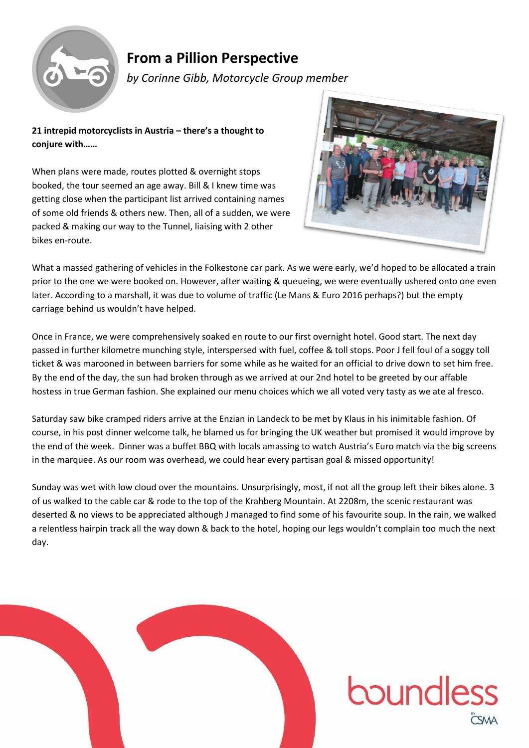# From a Pillion Perspective

*by Corinne Gibb, Motorcycle Group member*

**21 intrepid motorcyclists in Austria – there's a thought to conjure with……**

When plans were made, routes plotted & overnight stops booked, the tour seemed an age away. Bill & I knew time was getting close when the participant list arrived containing names of some old friends & others new. Then, all of a sudden, we were packed & making our way to the Tunnel, liaising with 2 other bikes en-route.

What a massed gathering of vehicles in the Folkestone car park. As we were early, we'd hoped to be allocated a train prior to the one we were booked on. However, after waiting & queueing, we were eventually ushered onto one even later. According to a marshall, it was due to volume of traffic (Le Mans & Euro 2016 perhaps?) but the empty carriage behind us wouldn't have helped.

Once in France, we were comprehensively soaked en route to our first overnight hotel. Good start. The next day passed in further kilometre munching style, interspersed with fuel, coffee & toll stops. Poor J fell foul of a soggy toll ticket & was marooned in between barriers for some while as he waited for an official to drive down to set him free. By the end of the day, the sun had broken through as we arrived at our 2nd hotel to be greeted by our affable hostess in true German fashion. She explained our menu choices which we all voted very tasty as we ate al fresco.

Saturday saw bike cramped riders arrive at the Enzian in Landeck to be met by Klaus in his inimitable fashion. Of course, in his post dinner welcome talk, he blamed us for bringing the UK weather but promised it would improve by the end of the week. Dinner was a buffet BBQ with locals amassing to watch Austria's Euro match via the big screens in the marquee. As our room was overhead, we could hear every partisan goal & missed opportunity!

Sunday was wet with low cloud over the mountains. Unsurprisingly, most, if not all the group left their bikes alone. 3 of us walked to the cable car & rode to the top of the Krahberg Mountain. At 2208m, the scenic restaurant was deserted & no views to be appreciated although J managed to find some of his favourite soup. In the rain, we walked a relentless hairpin track all the way down & back to the hotel, hoping our legs wouldn't complain too much the next day.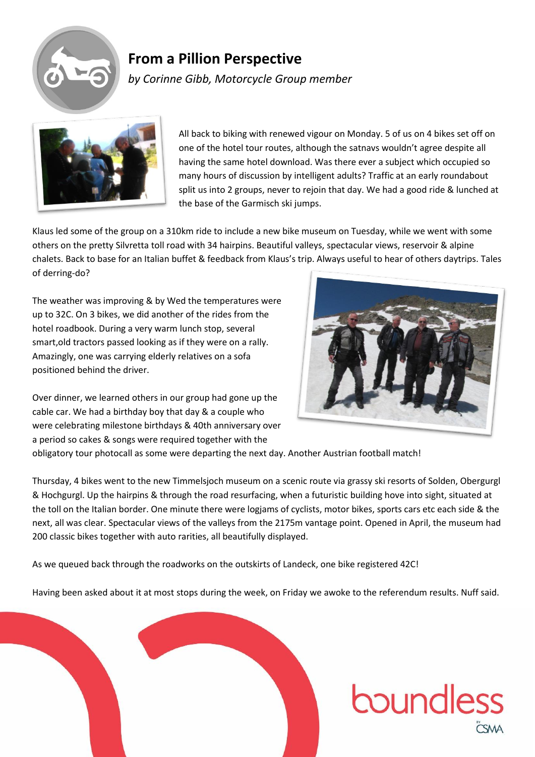## From a Pillion Perspective

*by Corinne Gibb, Motorcycle Group member*

All back to biking with renewed vigour on Monday. 5 of us on 4 bikes set off on one of the hotel tour routes, although the satnavs wouldn't agree despite all having the same hotel download. Was there ever a subject which occupied so many hours of discussion by intelligent adults? Traffic at an early roundabout split us into 2 groups, never to rejoin that day. We had a good ride & lunched at the base of the Garmisch ski jumps.

Klaus led some of the group on a 310km ride to include a new bike museum on Tuesday, while we went with some others on the pretty Silvretta toll road with 34 hairpins. Beautiful valleys, spectacular views, reservoir & alpine chalets. Back to base for an Italian buffet & feedback from Klaus's trip. Always useful to hear of others daytrips. Tales of derring-do?

The weather was improving & by Wed the temperatures were up to 32C. On 3 bikes, we did another of the rides from the hotel roadbook. During a very warm lunch stop, several smart,old tractors passed looking as if they were on a rally. Amazingly, one was carrying elderly relatives on a sofa positioned behind the driver.

Over dinner, we learned others in our group had gone up the cable car. We had a birthday boy that day & a couple who were celebrating milestone birthdays & 40th anniversary over a period so cakes & songs were required together with the obligatory tour photocall as some were departing the next day. Another Austrian football match!

Thursday, 4 bikes went to the new Timmelsjoch museum on a scenic route via grassy ski resorts of Solden, Obergurgl & Hochgurgl. Up the hairpins & through the road resurfacing, when a futuristic building hove into sight, situated at the toll on the Italian border. One minute there were logjams of cyclists, motor bikes, sports cars etc each side & the next, all was clear. Spectacular views of the valleys from the 2175m vantage point. Opened in April, the museum had 200 classic bikes together with auto rarities, all beautifully displayed.

As we queued back through the roadworks on the outskirts of Landeck, one bike registered 42C!

Having been asked about it at most stops during the week, on Friday we awoke to the referendum results. Nuff said.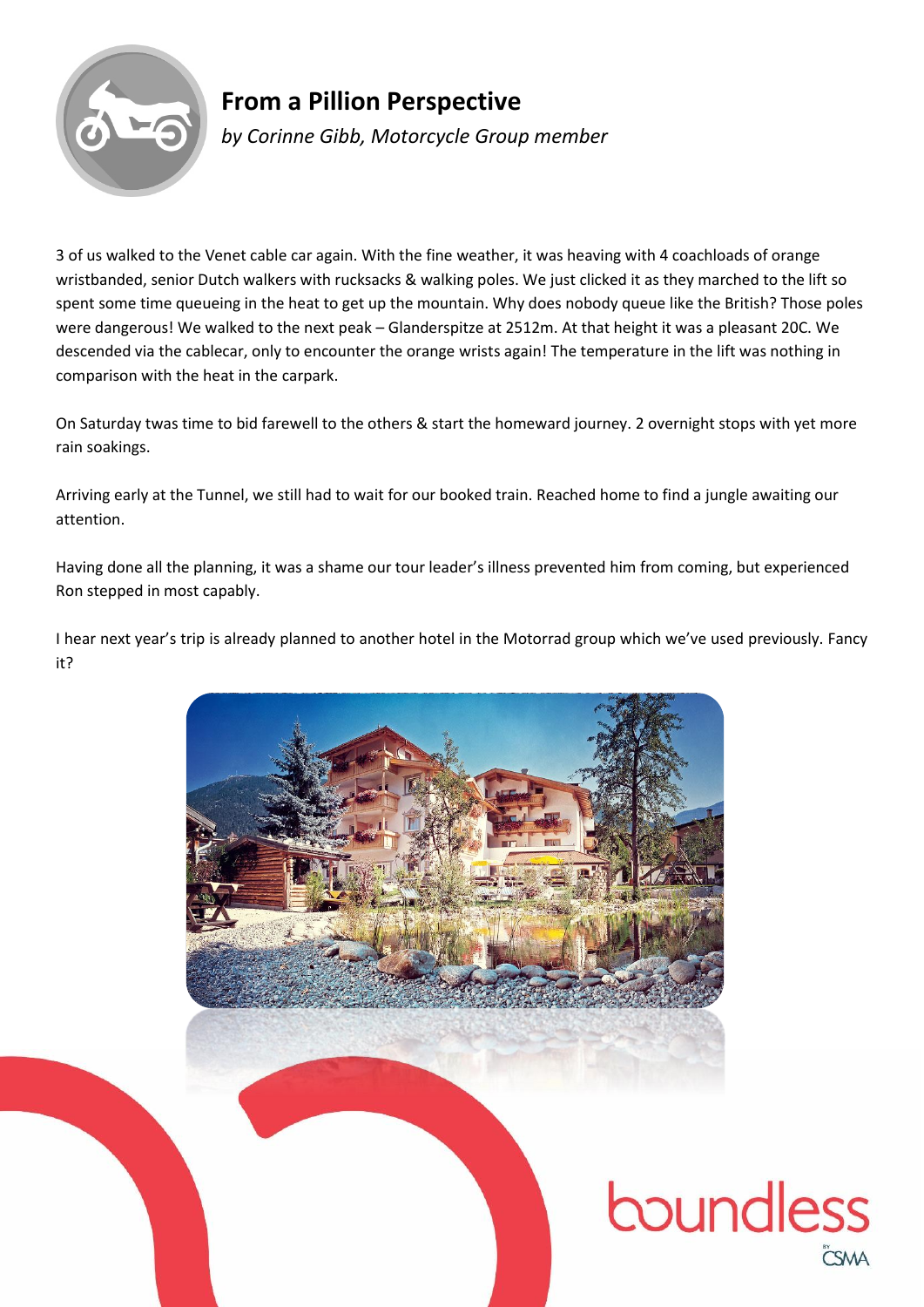## From a Pillion Perspective

*by Corinne Gibb, Motorcycle Group member*

3 of us walked to the Venet cable car again. With the fine weather, it was heaving with 4 coachloads of orange wristbanded, senior Dutch walkers with rucksacks & walking poles. We just clicked it as they marched to the lift so spent some time queueing in the heat to get up the mountain. Why does nobody queue like the British? Those poles were dangerous! We walked to the next peak – Glanderspitze at 2512m. At that height it was a pleasant 20C. We descended via the cablecar, only to encounter the orange wrists again! The temperature in the lift was nothing in comparison with the heat in the carpark.

On Saturday twas time to bid farewell to the others & start the homeward journey. 2 overnight stops with yet more rain soakings.

Arriving early at the Tunnel, we still had to wait for our booked train. Reached home to find a jungle awaiting our attention.

Having done all the planning, it was a shame our tour leader's illness prevented him from coming, but experienced Ron stepped in most capably.

I hear next year's trip is already planned to another hotel in the Motorrad group which we've used previously. Fancy it?